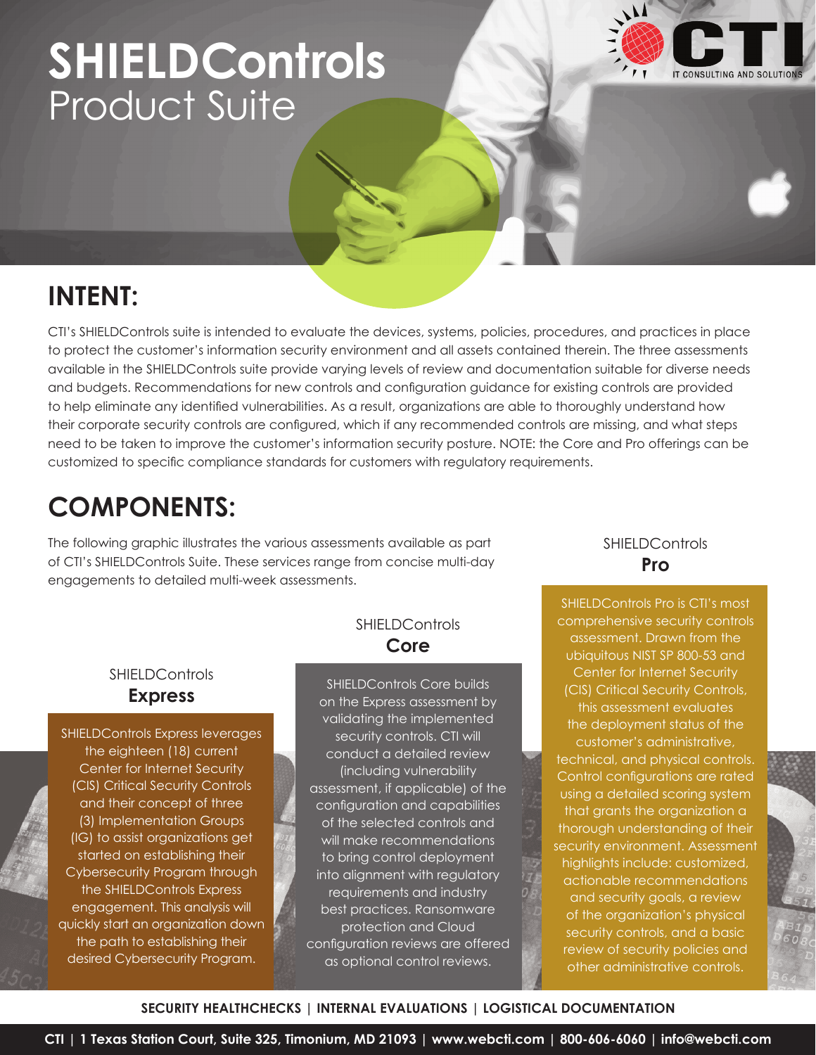# SHIELDControls Product Suite

## INTENT:

CTI's SHIELDControls suite is intended to evaluate the devices, systems, policies, procedures, and practices in place to protect the customer's information security environment and all assets contained therein. The three assessments available in the SHIELDControls suite provide varying levels of review and documentation suitable for diverse needs and budgets. Recommendations for new controls and configuration guidance for existing controls are provided to help eliminate any identified vulnerabilities. As a result, organizations are able to thoroughly understand how their corporate security controls are configured, which if any recommended controls are missing, and what steps need to be taken to improve the customer's information security posture. NOTE: the Core and Pro offerings can be customized to specific compliance standards for customers with regulatory requirements.

## COMPONENTS:

The following graphic illustrates the various assessments available as part of CTI's SHIELDControls Suite. These services range from concise multi-day engagements to detailed multi-week assessments.

### SHIELDControls **Express**

SHIELDControls Express leverages the eighteen (18) current Center for Internet Security (CIS) Critical Security Controls and their concept of three (3) Implementation Groups (IG) to assist organizations get started on establishing their Cybersecurity Program through the SHIELDControls Express engagement. This analysis will quickly start an organization down the path to establishing their desired Cybersecurity Program.

### SHIELDControls **Core**

SHIELDControls Core builds on the Express assessment by validating the implemented security controls. CTI will conduct a detailed review (including vulnerability assessment, if applicable) of the configuration and capabilities of the selected controls and will make recommendations to bring control deployment into alignment with regulatory requirements and industry best practices. Ransomware protection and Cloud configuration reviews are offered as optional control reviews.

### SHIELDControls **Pro**

SHIELDControls Pro is CTI's most comprehensive security controls assessment. Drawn from the ubiquitous NIST SP 800-53 and Center for Internet Security (CIS) Critical Security Controls, this assessment evaluates the deployment status of the customer's administrative, technical, and physical controls. Control configurations are rated using a detailed scoring system that grants the organization a thorough understanding of their security environment. Assessment highlights include: customized, actionable recommendations and security goals, a review of the organization's physical security controls, and a basic review of security policies and other administrative controls.

**SECURITY HEALTHCHECKS | INTERNAL EVALUATIONS | LOGISTICAL DOCUMENTATION**

**CTI | 1 Texas Station Court, Suite 325, Timonium, MD 21093 | www.webcti.com | 800-606-6060 | info@webcti.com**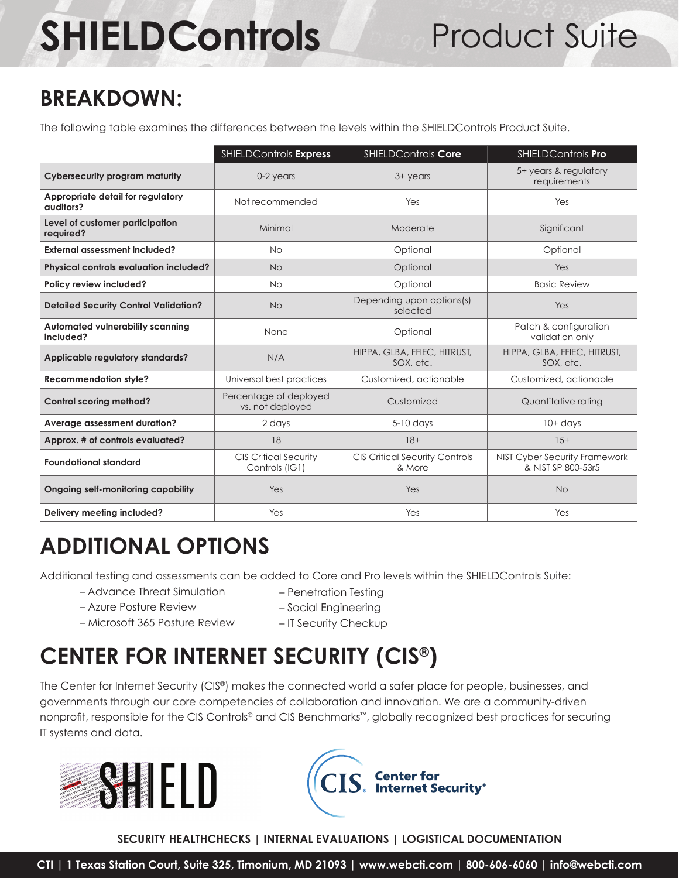# SHIELDControls Product Suite

## BREAKDOWN:

The following table examines the differences between the levels within the SHIELDControls Product Suite.

| | SHIELDControls **Express** | SHIELDControls **Core** | SHIELDControls **Pro** |
|---|---|---|---|
| **Cybersecurity program maturity** | 0-2 years | 3+ years | 5+ years & regulatory requirements |
| **Appropriate detail for regulatory auditors?** | Not recommended | Yes | Yes |
| **Level of customer participation required?** | Minimal | Moderate | Significant |
| **External assessment included?** | No | Optional | Optional |
| **Physical controls evaluation included?** | No | Optional | Yes |
| **Policy review included?** | No | Optional | Basic Review |
| **Detailed Security Control Validation?** | No | Depending upon options(s) selected | Yes |
| **Automated vulnerability scanning included?** | None | Optional | Patch & configuration validation only |
| **Applicable regulatory standards?** | N/A | HIPPA, GLBA, FFIEC, HITRUST, SOX, etc. | HIPPA, GLBA, FFIEC, HITRUST, SOX, etc. |
| **Recommendation style?** | Universal best practices | Customized, actionable | Customized, actionable |
| **Control scoring method?** | Percentage of deployed vs. not deployed | Customized | Quantitative rating |
| **Average assessment duration?** | 2 days | 5-10 days | 10+ days |
| **Approx. # of controls evaluated?** | 18 | 18+ | 15+ |
| **Foundational standard** | CIS Critical Security Controls (IG1) | CIS Critical Security Controls & More | NIST Cyber Security Framework & NIST SP 800-53r5 |
| **Ongoing self-monitoring capability** | Yes | Yes | No |
| **Delivery meeting included?** | Yes | Yes | Yes |

## ADDITIONAL OPTIONS

Additional testing and assessments can be added to Core and Pro levels within the SHIELDControls Suite:

- Advance Threat Simulation
- Azure Posture Review
- Microsoft 365 Posture Review
- Penetration Testing
- Social Engineering
- IT Security Checkup

## CENTER FOR INTERNET SECURITY (CIS®)

The Center for Internet Security (CIS®) makes the connected world a safer place for people, businesses, and governments through our core competencies of collaboration and innovation. We are a community-driven nonprofit, responsible for the CIS Controls® and CIS Benchmarks™, globally recognized best practices for securing IT systems and data.

SHIELD

CIS. Center for Internet Security®

**SECURITY HEALTHCHECKS | INTERNAL EVALUATIONS | LOGISTICAL DOCUMENTATION**

**CTI | 1 Texas Station Court, Suite 325, Timonium, MD 21093 | www.webcti.com | 800-606-6060 | info@webcti.com**